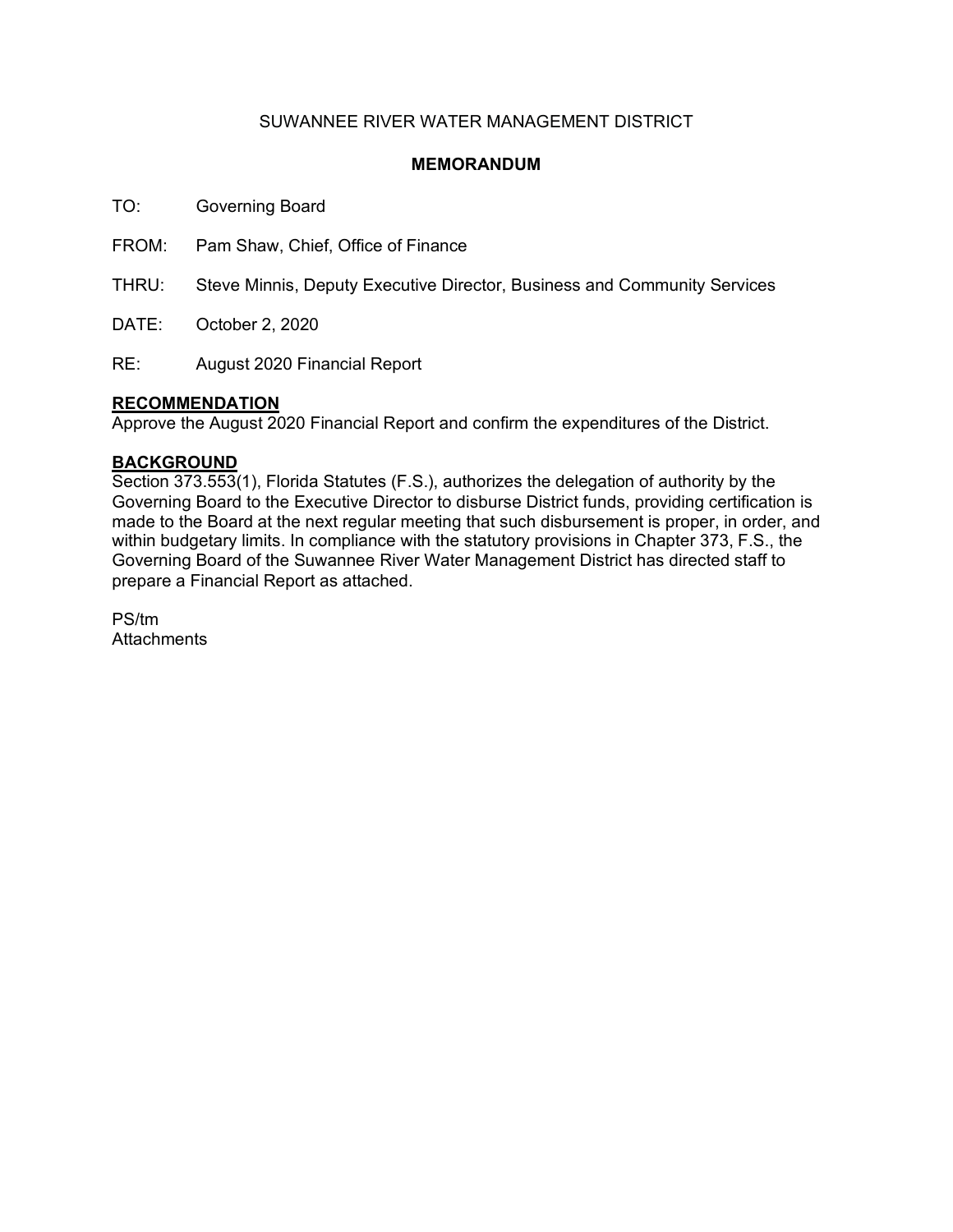SUWANNEE RIVER WATER MANAGEMENT DISTRICT

**MEMORANDUM**

TO: Governing Board

FROM: Pam Shaw, Chief, Office of Finance

THRU: Steve Minnis, Deputy Executive Director, Business and Community Services

DATE: October 2, 2020

RE: August 2020 Financial Report

**RECOMMENDATION**

Approve the August 2020 Financial Report and confirm the expenditures of the District.

**BACKGROUND**

Section 373.553(1), Florida Statutes (F.S.), authorizes the delegation of authority by the Governing Board to the Executive Director to disburse District funds, providing certification is made to the Board at the next regular meeting that such disbursement is proper, in order, and within budgetary limits. In compliance with the statutory provisions in Chapter 373, F.S., the Governing Board of the Suwannee River Water Management District has directed staff to prepare a Financial Report as attached.

PS/tm

Attachments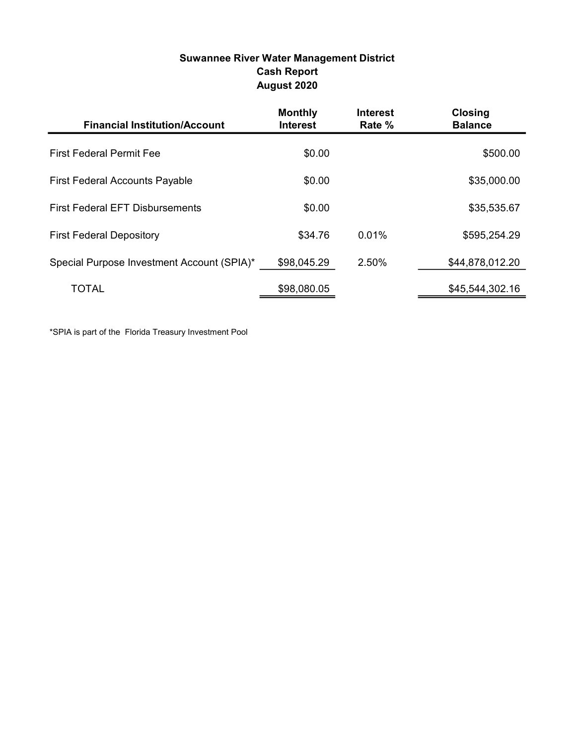# Suwannee River Water Management District
## Cash Report
## August 2020

| Financial Institution/Account | Monthly Interest | Interest Rate % | Closing Balance |
|---|---|---|---|
| First Federal Permit Fee | $0.00 | | $500.00 |
| First Federal Accounts Payable | $0.00 | | $35,000.00 |
| First Federal EFT Disbursements | $0.00 | | $35,535.67 |
| First Federal Depository | $34.76 | 0.01% | $595,254.29 |
| Special Purpose Investment Account (SPIA)* | $98,045.29 | 2.50% | $44,878,012.20 |
| TOTAL | $98,080.05 | | $45,544,302.16 |

*SPIA is part of the Florida Treasury Investment Pool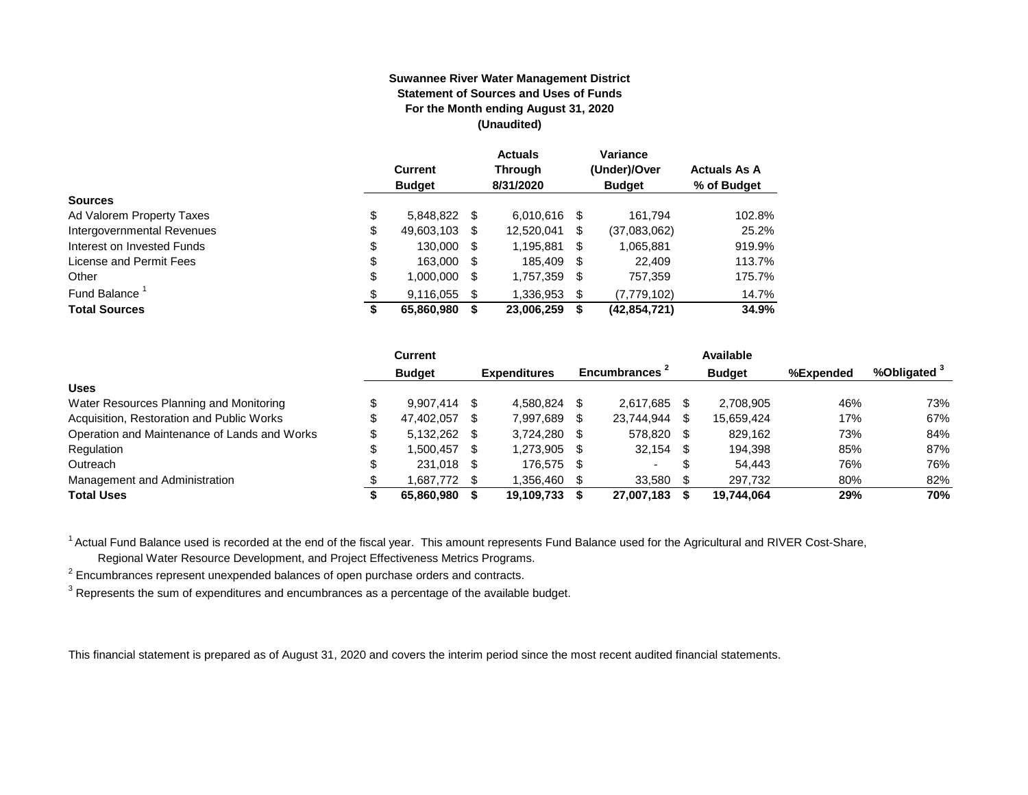**Suwannee River Water Management District**
**Statement of Sources and Uses of Funds**
**For the Month ending August 31, 2020**
**(Unaudited)**

| | Current Budget | Actuals Through 8/31/2020 | Variance (Under)/Over Budget | Actuals As A % of Budget |
|---|---|---|---|---|
| **Sources** | | | | |
| Ad Valorem Property Taxes | $ 5,848,822 | $ 6,010,616 | $ 161,794 | 102.8% |
| Intergovernmental Revenues | $ 49,603,103 | $ 12,520,041 | $ (37,083,062) | 25.2% |
| Interest on Invested Funds | $ 130,000 | $ 1,195,881 | $ 1,065,881 | 919.9% |
| License and Permit Fees | $ 163,000 | $ 185,409 | $ 22,409 | 113.7% |
| Other | $ 1,000,000 | $ 1,757,359 | $ 757,359 | 175.7% |
| Fund Balance [1] | $ 9,116,055 | $ 1,336,953 | $ (7,779,102) | 14.7% |
| **Total Sources** | **$ 65,860,980** | **$ 23,006,259** | **$ (42,854,721)** | **34.9%** |

| | Current Budget | Expenditures | Encumbrances [2] | Available Budget | %Expended | %Obligated [3] |
|---|---|---|---|---|---|---|
| **Uses** | | | | | | |
| Water Resources Planning and Monitoring | $ 9,907,414 | $ 4,580,824 | $ 2,617,685 | $ 2,708,905 | 46% | 73% |
| Acquisition, Restoration and Public Works | $ 47,402,057 | $ 7,997,689 | $ 23,744,944 | $ 15,659,424 | 17% | 67% |
| Operation and Maintenance of Lands and Works | $ 5,132,262 | $ 3,724,280 | $ 578,820 | $ 829,162 | 73% | 84% |
| Regulation | $ 1,500,457 | $ 1,273,905 | $ 32,154 | $ 194,398 | 85% | 87% |
| Outreach | $ 231,018 | $ 176,575 | $ - | $ 54,443 | 76% | 76% |
| Management and Administration | $ 1,687,772 | $ 1,356,460 | $ 33,580 | $ 297,732 | 80% | 82% |
| **Total Uses** | **$ 65,860,980** | **$ 19,109,733** | **$ 27,007,183** | **$ 19,744,064** | **29%** | **70%** |

[1] Actual Fund Balance used is recorded at the end of the fiscal year. This amount represents Fund Balance used for the Agricultural and RIVER Cost-Share, Regional Water Resource Development, and Project Effectiveness Metrics Programs.

[2] Encumbrances represent unexpended balances of open purchase orders and contracts.

[3] Represents the sum of expenditures and encumbrances as a percentage of the available budget.

This financial statement is prepared as of August 31, 2020 and covers the interim period since the most recent audited financial statements.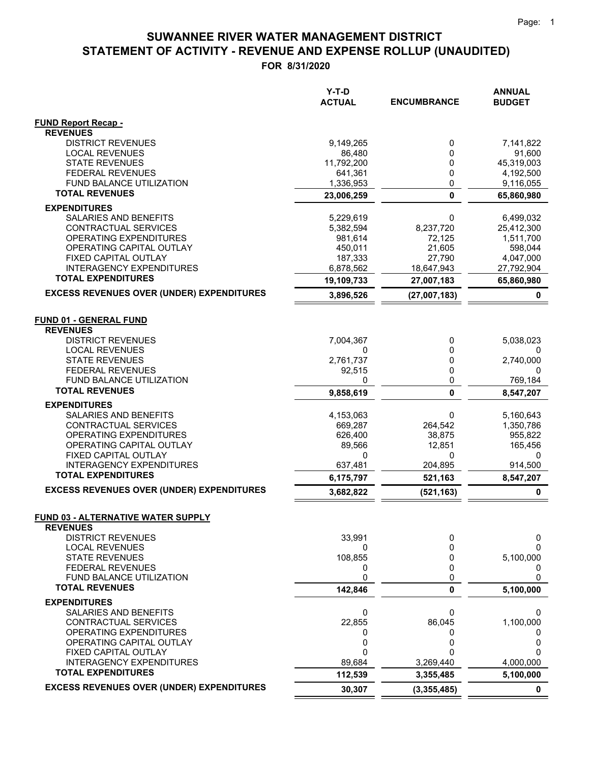# SUWANNEE RIVER WATER MANAGEMENT DISTRICT

## STATEMENT OF ACTIVITY - REVENUE AND EXPENSE ROLLUP (UNAUDITED)

**FOR 8/31/2020**

| | Y-T-D ACTUAL | ENCUMBRANCE | ANNUAL BUDGET |
|---|---|---|---|
| **FUND Report Recap -** | | | |
| **REVENUES** | | | |
| DISTRICT REVENUES | 9,149,265 | 0 | 7,141,822 |
| LOCAL REVENUES | 86,480 | 0 | 91,600 |
| STATE REVENUES | 11,792,200 | 0 | 45,319,003 |
| FEDERAL REVENUES | 641,361 | 0 | 4,192,500 |
| FUND BALANCE UTILIZATION | 1,336,953 | 0 | 9,116,055 |
| **TOTAL REVENUES** | **23,006,259** | **0** | **65,860,980** |
| **EXPENDITURES** | | | |
| SALARIES AND BENEFITS | 5,229,619 | 0 | 6,499,032 |
| CONTRACTUAL SERVICES | 5,382,594 | 8,237,720 | 25,412,300 |
| OPERATING EXPENDITURES | 981,614 | 72,125 | 1,511,700 |
| OPERATING CAPITAL OUTLAY | 450,011 | 21,605 | 598,044 |
| FIXED CAPITAL OUTLAY | 187,333 | 27,790 | 4,047,000 |
| INTERAGENCY EXPENDITURES | 6,878,562 | 18,647,943 | 27,792,904 |
| **TOTAL EXPENDITURES** | **19,109,733** | **27,007,183** | **65,860,980** |
| **EXCESS REVENUES OVER (UNDER) EXPENDITURES** | **3,896,526** | **(27,007,183)** | **0** |
| | | | |
| **FUND 01 - GENERAL FUND** | | | |
| **REVENUES** | | | |
| DISTRICT REVENUES | 7,004,367 | 0 | 5,038,023 |
| LOCAL REVENUES | 0 | 0 | 0 |
| STATE REVENUES | 2,761,737 | 0 | 2,740,000 |
| FEDERAL REVENUES | 92,515 | 0 | 0 |
| FUND BALANCE UTILIZATION | 0 | 0 | 769,184 |
| **TOTAL REVENUES** | **9,858,619** | **0** | **8,547,207** |
| **EXPENDITURES** | | | |
| SALARIES AND BENEFITS | 4,153,063 | 0 | 5,160,643 |
| CONTRACTUAL SERVICES | 669,287 | 264,542 | 1,350,786 |
| OPERATING EXPENDITURES | 626,400 | 38,875 | 955,822 |
| OPERATING CAPITAL OUTLAY | 89,566 | 12,851 | 165,456 |
| FIXED CAPITAL OUTLAY | 0 | 0 | 0 |
| INTERAGENCY EXPENDITURES | 637,481 | 204,895 | 914,500 |
| **TOTAL EXPENDITURES** | **6,175,797** | **521,163** | **8,547,207** |
| **EXCESS REVENUES OVER (UNDER) EXPENDITURES** | **3,682,822** | **(521,163)** | **0** |
| | | | |
| **FUND 03 - ALTERNATIVE WATER SUPPLY** | | | |
| **REVENUES** | | | |
| DISTRICT REVENUES | 33,991 | 0 | 0 |
| LOCAL REVENUES | 0 | 0 | 0 |
| STATE REVENUES | 108,855 | 0 | 5,100,000 |
| FEDERAL REVENUES | 0 | 0 | 0 |
| FUND BALANCE UTILIZATION | 0 | 0 | 0 |
| **TOTAL REVENUES** | **142,846** | **0** | **5,100,000** |
| **EXPENDITURES** | | | |
| SALARIES AND BENEFITS | 0 | 0 | 0 |
| CONTRACTUAL SERVICES | 22,855 | 86,045 | 1,100,000 |
| OPERATING EXPENDITURES | 0 | 0 | 0 |
| OPERATING CAPITAL OUTLAY | 0 | 0 | 0 |
| FIXED CAPITAL OUTLAY | 0 | 0 | 0 |
| INTERAGENCY EXPENDITURES | 89,684 | 3,269,440 | 4,000,000 |
| **TOTAL EXPENDITURES** | **112,539** | **3,355,485** | **5,100,000** |
| **EXCESS REVENUES OVER (UNDER) EXPENDITURES** | **30,307** | **(3,355,485)** | **0** |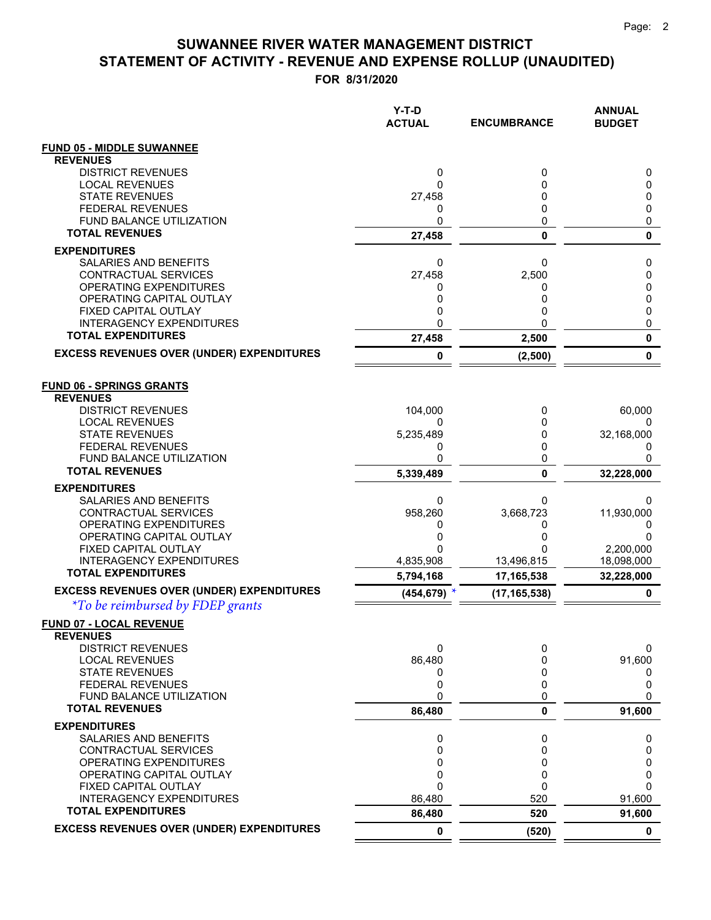# SUWANNEE RIVER WATER MANAGEMENT DISTRICT
# STATEMENT OF ACTIVITY - REVENUE AND EXPENSE ROLLUP (UNAUDITED)
## FOR 8/31/2020

| | Y-T-D ACTUAL | ENCUMBRANCE | ANNUAL BUDGET |
|---|---|---|---|
| **FUND 05 - MIDDLE SUWANNEE** | | | |
| **REVENUES** | | | |
| DISTRICT REVENUES | 0 | 0 | 0 |
| LOCAL REVENUES | 0 | 0 | 0 |
| STATE REVENUES | 27,458 | 0 | 0 |
| FEDERAL REVENUES | 0 | 0 | 0 |
| FUND BALANCE UTILIZATION | 0 | 0 | 0 |
| **TOTAL REVENUES** | **27,458** | **0** | **0** |
| **EXPENDITURES** | | | |
| SALARIES AND BENEFITS | 0 | 0 | 0 |
| CONTRACTUAL SERVICES | 27,458 | 2,500 | 0 |
| OPERATING EXPENDITURES | 0 | 0 | 0 |
| OPERATING CAPITAL OUTLAY | 0 | 0 | 0 |
| FIXED CAPITAL OUTLAY | 0 | 0 | 0 |
| INTERAGENCY EXPENDITURES | 0 | 0 | 0 |
| **TOTAL EXPENDITURES** | **27,458** | **2,500** | **0** |
| **EXCESS REVENUES OVER (UNDER) EXPENDITURES** | **0** | **(2,500)** | **0** |
| **FUND 06 - SPRINGS GRANTS** | | | |
| **REVENUES** | | | |
| DISTRICT REVENUES | 104,000 | 0 | 60,000 |
| LOCAL REVENUES | 0 | 0 | 0 |
| STATE REVENUES | 5,235,489 | 0 | 32,168,000 |
| FEDERAL REVENUES | 0 | 0 | 0 |
| FUND BALANCE UTILIZATION | 0 | 0 | 0 |
| **TOTAL REVENUES** | **5,339,489** | **0** | **32,228,000** |
| **EXPENDITURES** | | | |
| SALARIES AND BENEFITS | 0 | 0 | 0 |
| CONTRACTUAL SERVICES | 958,260 | 3,668,723 | 11,930,000 |
| OPERATING EXPENDITURES | 0 | 0 | 0 |
| OPERATING CAPITAL OUTLAY | 0 | 0 | 0 |
| FIXED CAPITAL OUTLAY | 0 | 0 | 2,200,000 |
| INTERAGENCY EXPENDITURES | 4,835,908 | 13,496,815 | 18,098,000 |
| **TOTAL EXPENDITURES** | **5,794,168** | **17,165,538** | **32,228,000** |
| **EXCESS REVENUES OVER (UNDER) EXPENDITURES** | **(454,679)** * | **(17,165,538)** | **0** |
| **FUND 07 - LOCAL REVENUE** | | | |
| **REVENUES** | | | |
| DISTRICT REVENUES | 0 | 0 | 0 |
| LOCAL REVENUES | 86,480 | 0 | 91,600 |
| STATE REVENUES | 0 | 0 | 0 |
| FEDERAL REVENUES | 0 | 0 | 0 |
| FUND BALANCE UTILIZATION | 0 | 0 | 0 |
| **TOTAL REVENUES** | **86,480** | **0** | **91,600** |
| **EXPENDITURES** | | | |
| SALARIES AND BENEFITS | 0 | 0 | 0 |
| CONTRACTUAL SERVICES | 0 | 0 | 0 |
| OPERATING EXPENDITURES | 0 | 0 | 0 |
| OPERATING CAPITAL OUTLAY | 0 | 0 | 0 |
| FIXED CAPITAL OUTLAY | 0 | 0 | 0 |
| INTERAGENCY EXPENDITURES | 86,480 | 520 | 91,600 |
| **TOTAL EXPENDITURES** | **86,480** | **520** | **91,600** |
| **EXCESS REVENUES OVER (UNDER) EXPENDITURES** | **0** | **(520)** | **0** |

*\*To be reimbursed by FDEP grants*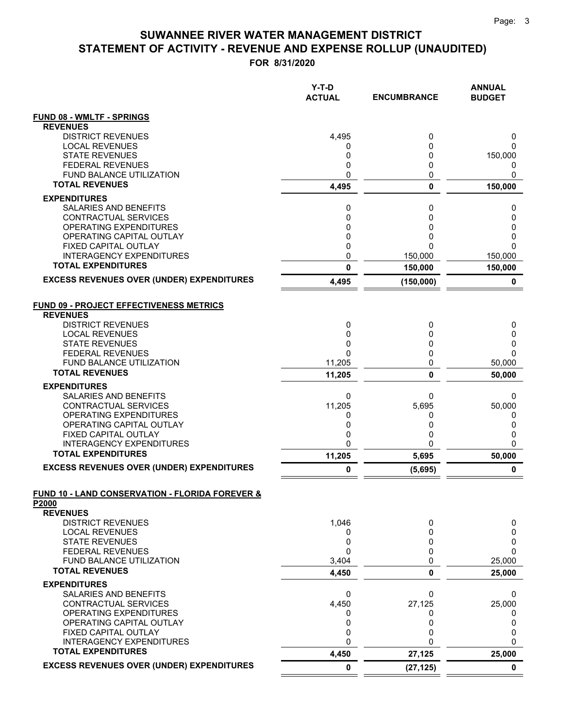# SUWANNEE RIVER WATER MANAGEMENT DISTRICT
## STATEMENT OF ACTIVITY - REVENUE AND EXPENSE ROLLUP (UNAUDITED)
### FOR 8/31/2020

| | Y-T-D ACTUAL | ENCUMBRANCE | ANNUAL BUDGET |
|---|---|---|---|
| **FUND 08 - WMLTF - SPRINGS** | | | |
| **REVENUES** | | | |
| DISTRICT REVENUES | 4,495 | 0 | 0 |
| LOCAL REVENUES | 0 | 0 | 0 |
| STATE REVENUES | 0 | 0 | 150,000 |
| FEDERAL REVENUES | 0 | 0 | 0 |
| FUND BALANCE UTILIZATION | 0 | 0 | 0 |
| **TOTAL REVENUES** | **4,495** | **0** | **150,000** |
| **EXPENDITURES** | | | |
| SALARIES AND BENEFITS | 0 | 0 | 0 |
| CONTRACTUAL SERVICES | 0 | 0 | 0 |
| OPERATING EXPENDITURES | 0 | 0 | 0 |
| OPERATING CAPITAL OUTLAY | 0 | 0 | 0 |
| FIXED CAPITAL OUTLAY | 0 | 0 | 0 |
| INTERAGENCY EXPENDITURES | 0 | 150,000 | 150,000 |
| **TOTAL EXPENDITURES** | **0** | **150,000** | **150,000** |
| **EXCESS REVENUES OVER (UNDER) EXPENDITURES** | **4,495** | **(150,000)** | **0** |
| | | | |
| **FUND 09 - PROJECT EFFECTIVENESS METRICS** | | | |
| **REVENUES** | | | |
| DISTRICT REVENUES | 0 | 0 | 0 |
| LOCAL REVENUES | 0 | 0 | 0 |
| STATE REVENUES | 0 | 0 | 0 |
| FEDERAL REVENUES | 0 | 0 | 0 |
| FUND BALANCE UTILIZATION | 11,205 | 0 | 50,000 |
| **TOTAL REVENUES** | **11,205** | **0** | **50,000** |
| **EXPENDITURES** | | | |
| SALARIES AND BENEFITS | 0 | 0 | 0 |
| CONTRACTUAL SERVICES | 11,205 | 5,695 | 50,000 |
| OPERATING EXPENDITURES | 0 | 0 | 0 |
| OPERATING CAPITAL OUTLAY | 0 | 0 | 0 |
| FIXED CAPITAL OUTLAY | 0 | 0 | 0 |
| INTERAGENCY EXPENDITURES | 0 | 0 | 0 |
| **TOTAL EXPENDITURES** | **11,205** | **5,695** | **50,000** |
| **EXCESS REVENUES OVER (UNDER) EXPENDITURES** | **0** | **(5,695)** | **0** |
| | | | |
| **FUND 10 - LAND CONSERVATION - FLORIDA FOREVER & P2000** | | | |
| **REVENUES** | | | |
| DISTRICT REVENUES | 1,046 | 0 | 0 |
| LOCAL REVENUES | 0 | 0 | 0 |
| STATE REVENUES | 0 | 0 | 0 |
| FEDERAL REVENUES | 0 | 0 | 0 |
| FUND BALANCE UTILIZATION | 3,404 | 0 | 25,000 |
| **TOTAL REVENUES** | **4,450** | **0** | **25,000** |
| **EXPENDITURES** | | | |
| SALARIES AND BENEFITS | 0 | 0 | 0 |
| CONTRACTUAL SERVICES | 4,450 | 27,125 | 25,000 |
| OPERATING EXPENDITURES | 0 | 0 | 0 |
| OPERATING CAPITAL OUTLAY | 0 | 0 | 0 |
| FIXED CAPITAL OUTLAY | 0 | 0 | 0 |
| INTERAGENCY EXPENDITURES | 0 | 0 | 0 |
| **TOTAL EXPENDITURES** | **4,450** | **27,125** | **25,000** |
| **EXCESS REVENUES OVER (UNDER) EXPENDITURES** | **0** | **(27,125)** | **0** |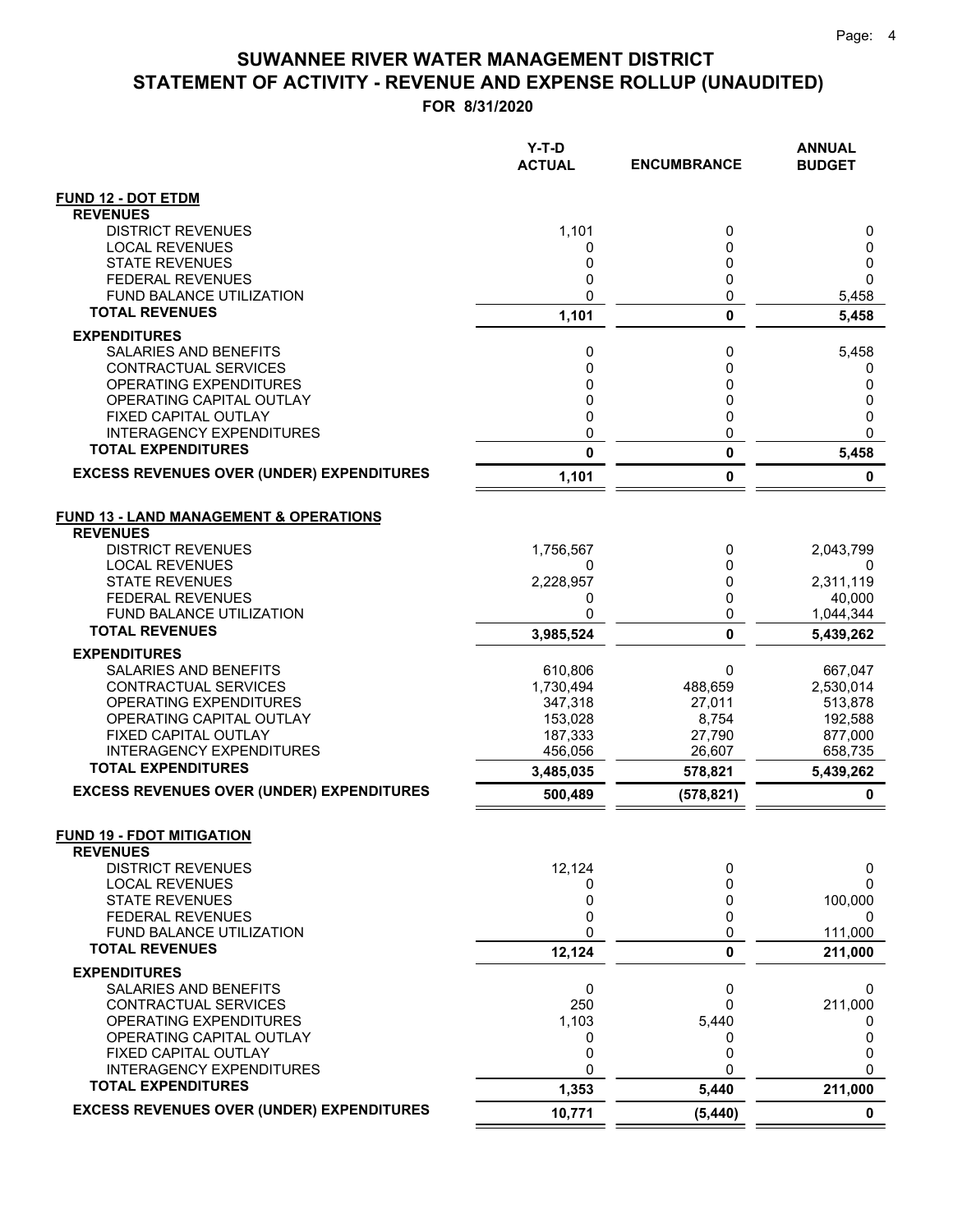# SUWANNEE RIVER WATER MANAGEMENT DISTRICT
# STATEMENT OF ACTIVITY - REVENUE AND EXPENSE ROLLUP (UNAUDITED)

**FOR 8/31/2020**

| | Y-T-D ACTUAL | ENCUMBRANCE | ANNUAL BUDGET |
|---|---|---|---|
| **FUND 12 - DOT ETDM** | | | |
| **REVENUES** | | | |
| DISTRICT REVENUES | 1,101 | 0 | 0 |
| LOCAL REVENUES | 0 | 0 | 0 |
| STATE REVENUES | 0 | 0 | 0 |
| FEDERAL REVENUES | 0 | 0 | 0 |
| FUND BALANCE UTILIZATION | 0 | 0 | 5,458 |
| **TOTAL REVENUES** | **1,101** | **0** | **5,458** |
| **EXPENDITURES** | | | |
| SALARIES AND BENEFITS | 0 | 0 | 5,458 |
| CONTRACTUAL SERVICES | 0 | 0 | 0 |
| OPERATING EXPENDITURES | 0 | 0 | 0 |
| OPERATING CAPITAL OUTLAY | 0 | 0 | 0 |
| FIXED CAPITAL OUTLAY | 0 | 0 | 0 |
| INTERAGENCY EXPENDITURES | 0 | 0 | 0 |
| **TOTAL EXPENDITURES** | **0** | **0** | **5,458** |
| **EXCESS REVENUES OVER (UNDER) EXPENDITURES** | **1,101** | **0** | **0** |
| **FUND 13 - LAND MANAGEMENT & OPERATIONS** | | | |
| **REVENUES** | | | |
| DISTRICT REVENUES | 1,756,567 | 0 | 2,043,799 |
| LOCAL REVENUES | 0 | 0 | 0 |
| STATE REVENUES | 2,228,957 | 0 | 2,311,119 |
| FEDERAL REVENUES | 0 | 0 | 40,000 |
| FUND BALANCE UTILIZATION | 0 | 0 | 1,044,344 |
| **TOTAL REVENUES** | **3,985,524** | **0** | **5,439,262** |
| **EXPENDITURES** | | | |
| SALARIES AND BENEFITS | 610,806 | 0 | 667,047 |
| CONTRACTUAL SERVICES | 1,730,494 | 488,659 | 2,530,014 |
| OPERATING EXPENDITURES | 347,318 | 27,011 | 513,878 |
| OPERATING CAPITAL OUTLAY | 153,028 | 8,754 | 192,588 |
| FIXED CAPITAL OUTLAY | 187,333 | 27,790 | 877,000 |
| INTERAGENCY EXPENDITURES | 456,056 | 26,607 | 658,735 |
| **TOTAL EXPENDITURES** | **3,485,035** | **578,821** | **5,439,262** |
| **EXCESS REVENUES OVER (UNDER) EXPENDITURES** | **500,489** | **(578,821)** | **0** |
| **FUND 19 - FDOT MITIGATION** | | | |
| **REVENUES** | | | |
| DISTRICT REVENUES | 12,124 | 0 | 0 |
| LOCAL REVENUES | 0 | 0 | 0 |
| STATE REVENUES | 0 | 0 | 100,000 |
| FEDERAL REVENUES | 0 | 0 | 0 |
| FUND BALANCE UTILIZATION | 0 | 0 | 111,000 |
| **TOTAL REVENUES** | **12,124** | **0** | **211,000** |
| **EXPENDITURES** | | | |
| SALARIES AND BENEFITS | 0 | 0 | 0 |
| CONTRACTUAL SERVICES | 250 | 0 | 211,000 |
| OPERATING EXPENDITURES | 1,103 | 5,440 | 0 |
| OPERATING CAPITAL OUTLAY | 0 | 0 | 0 |
| FIXED CAPITAL OUTLAY | 0 | 0 | 0 |
| INTERAGENCY EXPENDITURES | 0 | 0 | 0 |
| **TOTAL EXPENDITURES** | **1,353** | **5,440** | **211,000** |
| **EXCESS REVENUES OVER (UNDER) EXPENDITURES** | **10,771** | **(5,440)** | **0** |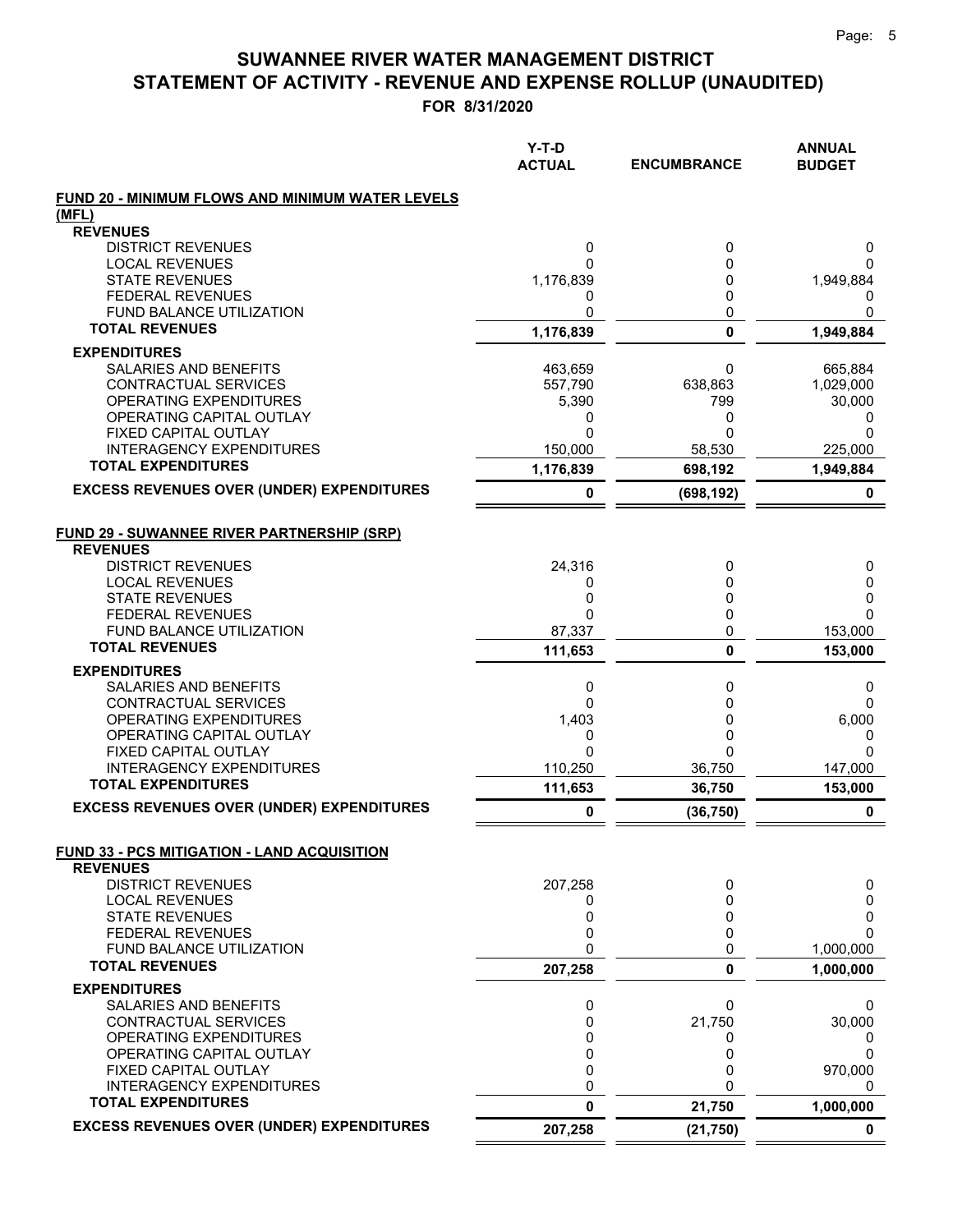# SUWANNEE RIVER WATER MANAGEMENT DISTRICT
# STATEMENT OF ACTIVITY - REVENUE AND EXPENSE ROLLUP (UNAUDITED)

**FOR 8/31/2020**

| | Y-T-D ACTUAL | ENCUMBRANCE | ANNUAL BUDGET |
|---|---|---|---|
| **FUND 20 - MINIMUM FLOWS AND MINIMUM WATER LEVELS (MFL)** | | | |
| **REVENUES** | | | |
| DISTRICT REVENUES | 0 | 0 | 0 |
| LOCAL REVENUES | 0 | 0 | 0 |
| STATE REVENUES | 1,176,839 | 0 | 1,949,884 |
| FEDERAL REVENUES | 0 | 0 | 0 |
| FUND BALANCE UTILIZATION | 0 | 0 | 0 |
| **TOTAL REVENUES** | **1,176,839** | **0** | **1,949,884** |
| **EXPENDITURES** | | | |
| SALARIES AND BENEFITS | 463,659 | 0 | 665,884 |
| CONTRACTUAL SERVICES | 557,790 | 638,863 | 1,029,000 |
| OPERATING EXPENDITURES | 5,390 | 799 | 30,000 |
| OPERATING CAPITAL OUTLAY | 0 | 0 | 0 |
| FIXED CAPITAL OUTLAY | 0 | 0 | 0 |
| INTERAGENCY EXPENDITURES | 150,000 | 58,530 | 225,000 |
| **TOTAL EXPENDITURES** | **1,176,839** | **698,192** | **1,949,884** |
| **EXCESS REVENUES OVER (UNDER) EXPENDITURES** | **0** | **(698,192)** | **0** |
| **FUND 29 - SUWANNEE RIVER PARTNERSHIP (SRP)** | | | |
| **REVENUES** | | | |
| DISTRICT REVENUES | 24,316 | 0 | 0 |
| LOCAL REVENUES | 0 | 0 | 0 |
| STATE REVENUES | 0 | 0 | 0 |
| FEDERAL REVENUES | 0 | 0 | 0 |
| FUND BALANCE UTILIZATION | 87,337 | 0 | 153,000 |
| **TOTAL REVENUES** | **111,653** | **0** | **153,000** |
| **EXPENDITURES** | | | |
| SALARIES AND BENEFITS | 0 | 0 | 0 |
| CONTRACTUAL SERVICES | 0 | 0 | 0 |
| OPERATING EXPENDITURES | 1,403 | 0 | 6,000 |
| OPERATING CAPITAL OUTLAY | 0 | 0 | 0 |
| FIXED CAPITAL OUTLAY | 0 | 0 | 0 |
| INTERAGENCY EXPENDITURES | 110,250 | 36,750 | 147,000 |
| **TOTAL EXPENDITURES** | **111,653** | **36,750** | **153,000** |
| **EXCESS REVENUES OVER (UNDER) EXPENDITURES** | **0** | **(36,750)** | **0** |
| **FUND 33 - PCS MITIGATION - LAND ACQUISITION** | | | |
| **REVENUES** | | | |
| DISTRICT REVENUES | 207,258 | 0 | 0 |
| LOCAL REVENUES | 0 | 0 | 0 |
| STATE REVENUES | 0 | 0 | 0 |
| FEDERAL REVENUES | 0 | 0 | 0 |
| FUND BALANCE UTILIZATION | 0 | 0 | 1,000,000 |
| **TOTAL REVENUES** | **207,258** | **0** | **1,000,000** |
| **EXPENDITURES** | | | |
| SALARIES AND BENEFITS | 0 | 0 | 0 |
| CONTRACTUAL SERVICES | 0 | 21,750 | 30,000 |
| OPERATING EXPENDITURES | 0 | 0 | 0 |
| OPERATING CAPITAL OUTLAY | 0 | 0 | 0 |
| FIXED CAPITAL OUTLAY | 0 | 0 | 970,000 |
| INTERAGENCY EXPENDITURES | 0 | 0 | 0 |
| **TOTAL EXPENDITURES** | **0** | **21,750** | **1,000,000** |
| **EXCESS REVENUES OVER (UNDER) EXPENDITURES** | **207,258** | **(21,750)** | **0** |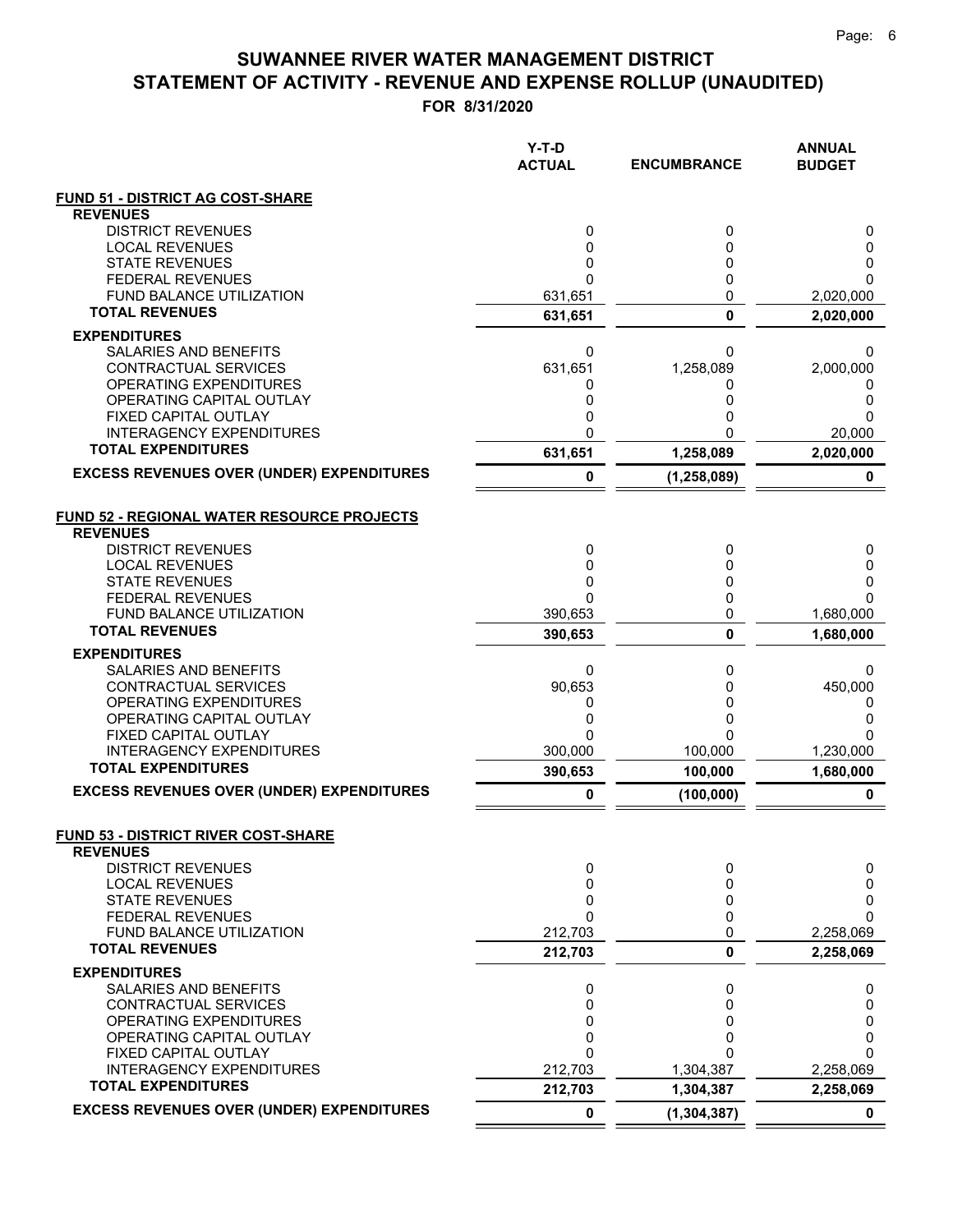# SUWANNEE RIVER WATER MANAGEMENT DISTRICT
## STATEMENT OF ACTIVITY - REVENUE AND EXPENSE ROLLUP (UNAUDITED)
### FOR 8/31/2020

| | Y-T-D ACTUAL | ENCUMBRANCE | ANNUAL BUDGET |
|---|---|---|---|
| **FUND 51 - DISTRICT AG COST-SHARE** | | | |
| **REVENUES** | | | |
| DISTRICT REVENUES | 0 | 0 | 0 |
| LOCAL REVENUES | 0 | 0 | 0 |
| STATE REVENUES | 0 | 0 | 0 |
| FEDERAL REVENUES | 0 | 0 | 0 |
| FUND BALANCE UTILIZATION | 631,651 | 0 | 2,020,000 |
| **TOTAL REVENUES** | **631,651** | **0** | **2,020,000** |
| **EXPENDITURES** | | | |
| SALARIES AND BENEFITS | 0 | 0 | 0 |
| CONTRACTUAL SERVICES | 631,651 | 1,258,089 | 2,000,000 |
| OPERATING EXPENDITURES | 0 | 0 | 0 |
| OPERATING CAPITAL OUTLAY | 0 | 0 | 0 |
| FIXED CAPITAL OUTLAY | 0 | 0 | 0 |
| INTERAGENCY EXPENDITURES | 0 | 0 | 20,000 |
| **TOTAL EXPENDITURES** | **631,651** | **1,258,089** | **2,020,000** |
| **EXCESS REVENUES OVER (UNDER) EXPENDITURES** | **0** | **(1,258,089)** | **0** |
| **FUND 52 - REGIONAL WATER RESOURCE PROJECTS** | | | |
| **REVENUES** | | | |
| DISTRICT REVENUES | 0 | 0 | 0 |
| LOCAL REVENUES | 0 | 0 | 0 |
| STATE REVENUES | 0 | 0 | 0 |
| FEDERAL REVENUES | 0 | 0 | 0 |
| FUND BALANCE UTILIZATION | 390,653 | 0 | 1,680,000 |
| **TOTAL REVENUES** | **390,653** | **0** | **1,680,000** |
| **EXPENDITURES** | | | |
| SALARIES AND BENEFITS | 0 | 0 | 0 |
| CONTRACTUAL SERVICES | 90,653 | 0 | 450,000 |
| OPERATING EXPENDITURES | 0 | 0 | 0 |
| OPERATING CAPITAL OUTLAY | 0 | 0 | 0 |
| FIXED CAPITAL OUTLAY | 0 | 0 | 0 |
| INTERAGENCY EXPENDITURES | 300,000 | 100,000 | 1,230,000 |
| **TOTAL EXPENDITURES** | **390,653** | **100,000** | **1,680,000** |
| **EXCESS REVENUES OVER (UNDER) EXPENDITURES** | **0** | **(100,000)** | **0** |
| **FUND 53 - DISTRICT RIVER COST-SHARE** | | | |
| **REVENUES** | | | |
| DISTRICT REVENUES | 0 | 0 | 0 |
| LOCAL REVENUES | 0 | 0 | 0 |
| STATE REVENUES | 0 | 0 | 0 |
| FEDERAL REVENUES | 0 | 0 | 0 |
| FUND BALANCE UTILIZATION | 212,703 | 0 | 2,258,069 |
| **TOTAL REVENUES** | **212,703** | **0** | **2,258,069** |
| **EXPENDITURES** | | | |
| SALARIES AND BENEFITS | 0 | 0 | 0 |
| CONTRACTUAL SERVICES | 0 | 0 | 0 |
| OPERATING EXPENDITURES | 0 | 0 | 0 |
| OPERATING CAPITAL OUTLAY | 0 | 0 | 0 |
| FIXED CAPITAL OUTLAY | 0 | 0 | 0 |
| INTERAGENCY EXPENDITURES | 212,703 | 1,304,387 | 2,258,069 |
| **TOTAL EXPENDITURES** | **212,703** | **1,304,387** | **2,258,069** |
| **EXCESS REVENUES OVER (UNDER) EXPENDITURES** | **0** | **(1,304,387)** | **0** |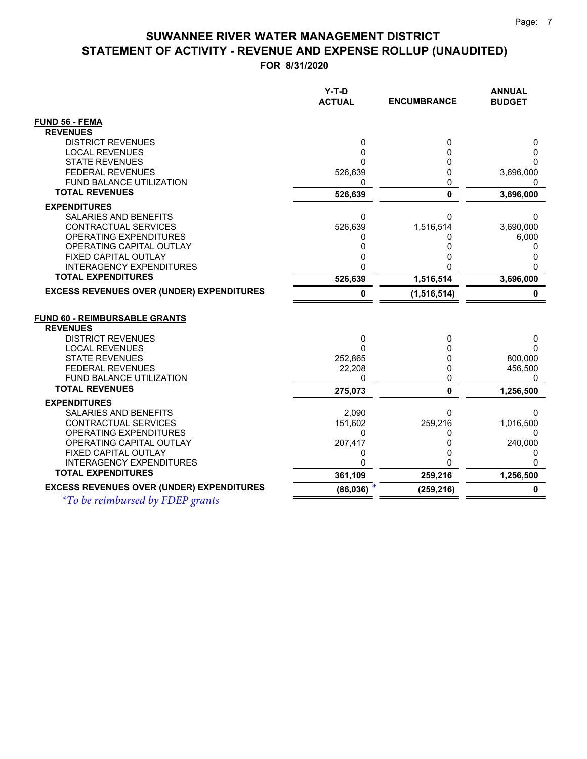# SUWANNEE RIVER WATER MANAGEMENT DISTRICT
## STATEMENT OF ACTIVITY - REVENUE AND EXPENSE ROLLUP (UNAUDITED)
### FOR 8/31/2020

| | Y-T-D ACTUAL | ENCUMBRANCE | ANNUAL BUDGET |
|---|---|---|---|
| **FUND 56 - FEMA** | | | |
| **REVENUES** | | | |
| DISTRICT REVENUES | 0 | 0 | 0 |
| LOCAL REVENUES | 0 | 0 | 0 |
| STATE REVENUES | 0 | 0 | 0 |
| FEDERAL REVENUES | 526,639 | 0 | 3,696,000 |
| FUND BALANCE UTILIZATION | 0 | 0 | 0 |
| **TOTAL REVENUES** | **526,639** | **0** | **3,696,000** |
| **EXPENDITURES** | | | |
| SALARIES AND BENEFITS | 0 | 0 | 0 |
| CONTRACTUAL SERVICES | 526,639 | 1,516,514 | 3,690,000 |
| OPERATING EXPENDITURES | 0 | 0 | 6,000 |
| OPERATING CAPITAL OUTLAY | 0 | 0 | 0 |
| FIXED CAPITAL OUTLAY | 0 | 0 | 0 |
| INTERAGENCY EXPENDITURES | 0 | 0 | 0 |
| **TOTAL EXPENDITURES** | **526,639** | **1,516,514** | **3,696,000** |
| **EXCESS REVENUES OVER (UNDER) EXPENDITURES** | **0** | **(1,516,514)** | **0** |
| **FUND 60 - REIMBURSABLE GRANTS** | | | |
| **REVENUES** | | | |
| DISTRICT REVENUES | 0 | 0 | 0 |
| LOCAL REVENUES | 0 | 0 | 0 |
| STATE REVENUES | 252,865 | 0 | 800,000 |
| FEDERAL REVENUES | 22,208 | 0 | 456,500 |
| FUND BALANCE UTILIZATION | 0 | 0 | 0 |
| **TOTAL REVENUES** | **275,073** | **0** | **1,256,500** |
| **EXPENDITURES** | | | |
| SALARIES AND BENEFITS | 2,090 | 0 | 0 |
| CONTRACTUAL SERVICES | 151,602 | 259,216 | 1,016,500 |
| OPERATING EXPENDITURES | 0 | 0 | 0 |
| OPERATING CAPITAL OUTLAY | 207,417 | 0 | 240,000 |
| FIXED CAPITAL OUTLAY | 0 | 0 | 0 |
| INTERAGENCY EXPENDITURES | 0 | 0 | 0 |
| **TOTAL EXPENDITURES** | **361,109** | **259,216** | **1,256,500** |
| **EXCESS REVENUES OVER (UNDER) EXPENDITURES** | **(86,036)** * | **(259,216)** | **0** |

*\*To be reimbursed by FDEP grants*